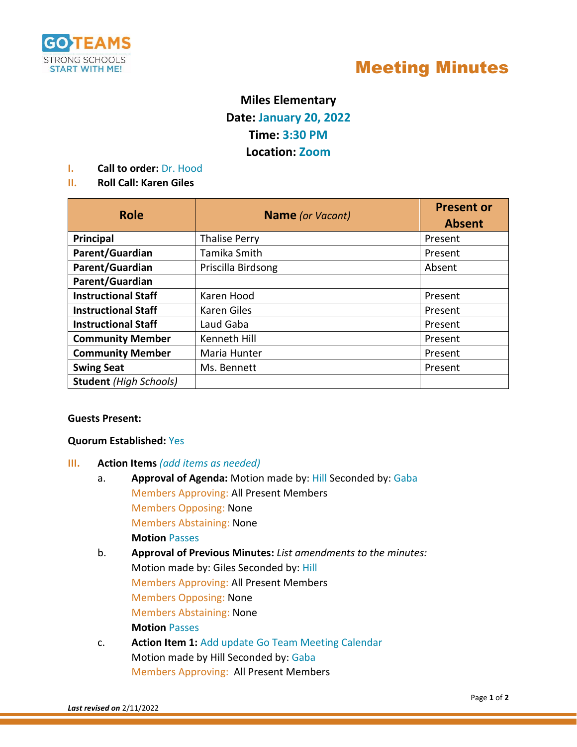GO TEAMS
STRONG SCHOOLS
START WITH ME!

# Meeting Minutes

**Miles Elementary**
**Date: January 20, 2022**
**Time: 3:30 PM**
**Location: Zoom**

I. **Call to order:** Dr. Hood

II. **Roll Call: Karen Giles**

| Role | Name *(or Vacant)* | Present or Absent |
|---|---|---|
| **Principal** | Thalise Perry | Present |
| **Parent/Guardian** | Tamika Smith | Present |
| **Parent/Guardian** | Priscilla Birdsong | Absent |
| **Parent/Guardian** | | |
| **Instructional Staff** | Karen Hood | Present |
| **Instructional Staff** | Karen Giles | Present |
| **Instructional Staff** | Laud Gaba | Present |
| **Community Member** | Kenneth Hill | Present |
| **Community Member** | Maria Hunter | Present |
| **Swing Seat** | Ms. Bennett | Present |
| **Student** *(High Schools)* | | |

**Guests Present:**

**Quorum Established:** Yes

III. **Action Items** *(add items as needed)*

a. **Approval of Agenda:** Motion made by: Hill Seconded by: Gaba
Members Approving: All Present Members
Members Opposing: None
Members Abstaining: None
**Motion** Passes

b. **Approval of Previous Minutes:** *List amendments to the minutes:*
Motion made by: Giles Seconded by: Hill
Members Approving: All Present Members
Members Opposing: None
Members Abstaining: None
**Motion** Passes

c. **Action Item 1:** Add update Go Team Meeting Calendar
Motion made by Hill Seconded by: Gaba
Members Approving: All Present Members

***Last revised on*** 2/11/2022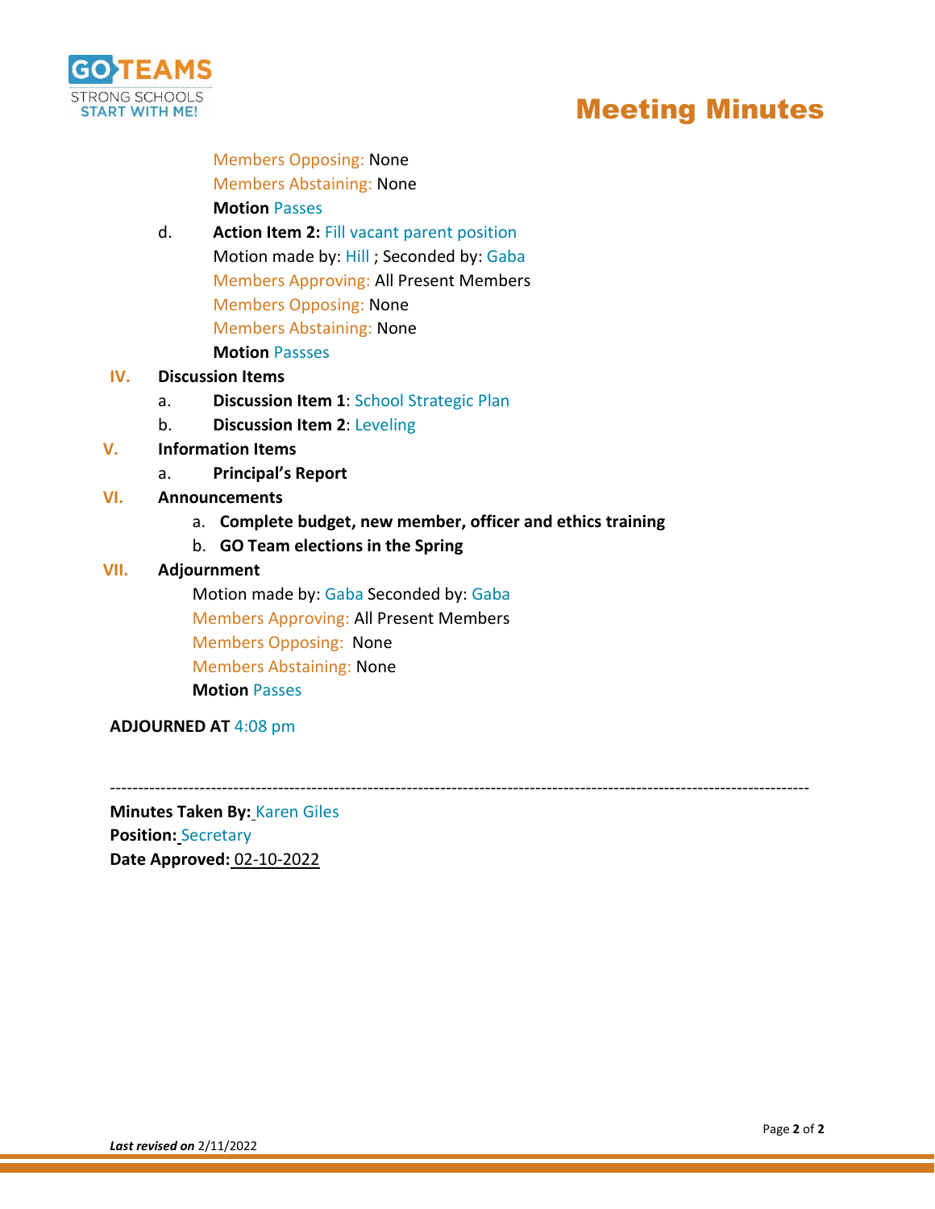Members Opposing: None
Members Abstaining: None
**Motion** Passes

d. **Action Item 2:** Fill vacant parent position
   Motion made by: Hill ; Seconded by: Gaba
   Members Approving: All Present Members
   Members Opposing: None
   Members Abstaining: None
   **Motion** Passses

**IV. Discussion Items**

a. **Discussion Item 1**: School Strategic Plan
b. **Discussion Item 2**: Leveling

**V. Information Items**

a. **Principal's Report**

**VI. Announcements**

a. **Complete budget, new member, officer and ethics training**
b. **GO Team elections in the Spring**

**VII. Adjournment**

Motion made by: Gaba Seconded by: Gaba
Members Approving: All Present Members
Members Opposing: None
Members Abstaining: None
**Motion** Passes

**ADJOURNED AT** 4:08 pm

---

**Minutes Taken By:** Karen Giles
**Position:** Secretary
**Date Approved:** 02-10-2022

***Last revised on*** 2/11/2022